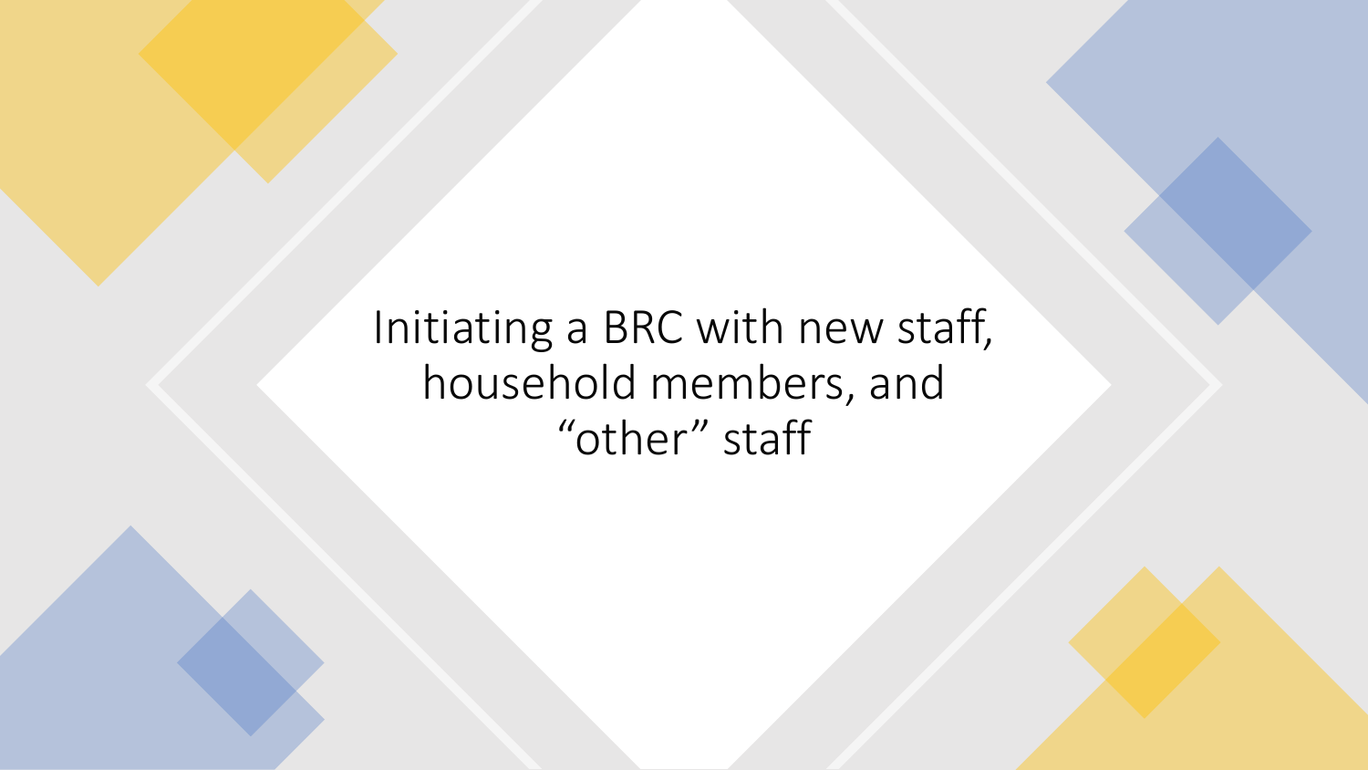# Initiating a BRC with new staff, household members, and "other" staff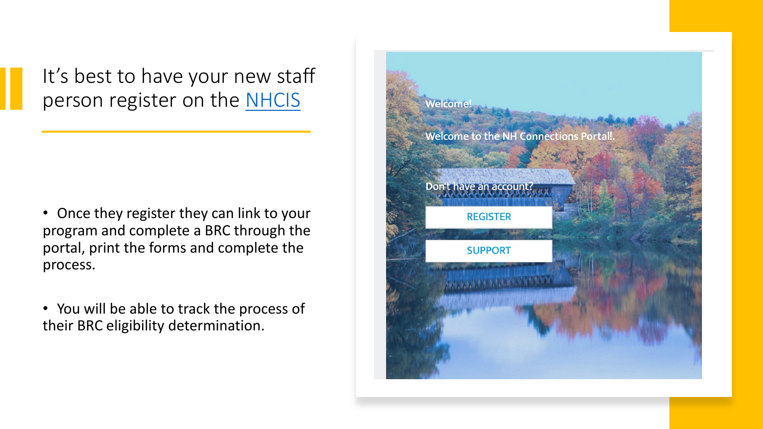# It's best to have your new staff person register on the NHCIS

- Once they register they can link to your program and complete a BRC through the portal, print the forms and complete the process.
- You will be able to track the process of their BRC eligibility determination.

Welcome!

Welcome to the NH Connections Portall.

Don't have an account?

REGISTER

SUPPORT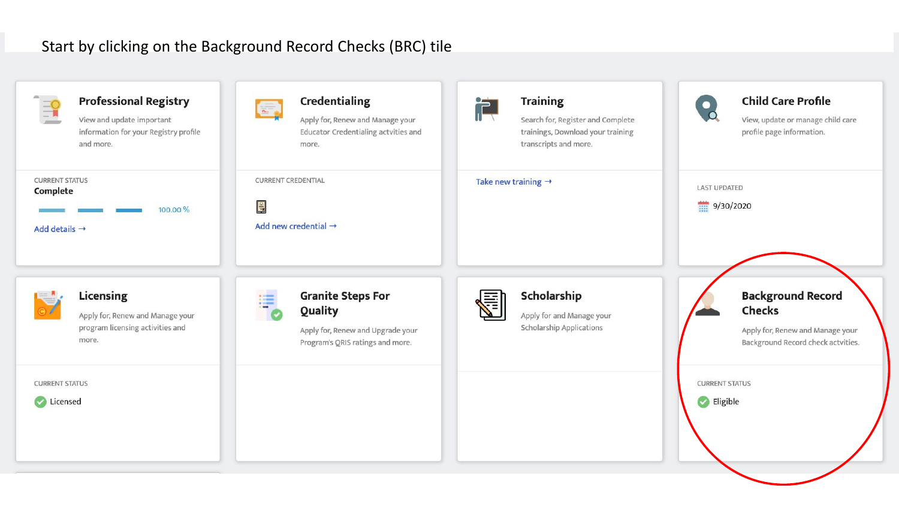Start by clicking on the Background Record Checks (BRC) tile

### Professional Registry

View and update important information for your Registry profile and more.

CURRENT STATUS
**Complete**

100.00 %

Add details →

### Credentialing

Apply for, Renew and Manage your Educator Credentialing actvities and more.

CURRENT CREDENTIAL

Add new credential →

### Training

Search for, Register and Complete trainings, Download your training transcripts and more.

Take new training →

### Child Care Profile

View, update or manage child care profile page information.

LAST UPDATED

9/30/2020

### Licensing

Apply for, Renew and Manage your program licensing activities and more.

CURRENT STATUS

Licensed

### Granite Steps For Quality

Apply for, Renew and Upgrade your Program's QRIS ratings and more.

### Scholarship

Apply for and Manage your Scholarship Applications

### Background Record Checks

Apply for, Renew and Manage your Background Record check actvities.

CURRENT STATUS

Eligible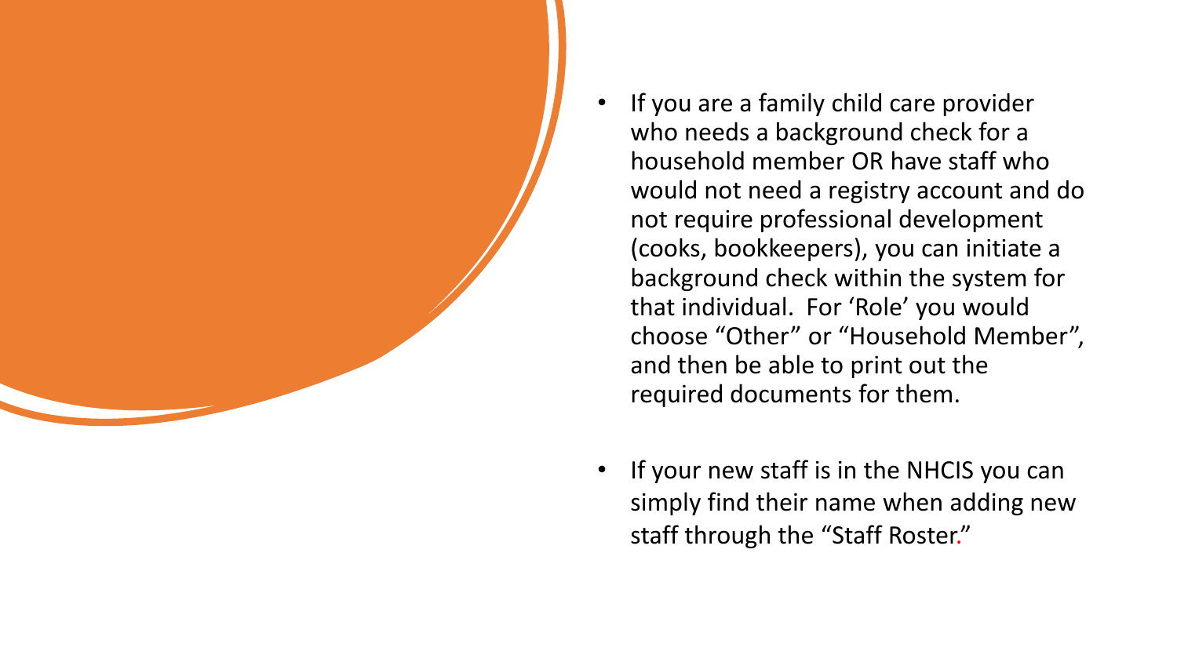- If you are a family child care provider who needs a background check for a household member OR have staff who would not need a registry account and do not require professional development (cooks, bookkeepers), you can initiate a background check within the system for that individual. For 'Role' you would choose "Other" or "Household Member", and then be able to print out the required documents for them.

- If your new staff is in the NHCIS you can simply find their name when adding new staff through the "Staff Roster."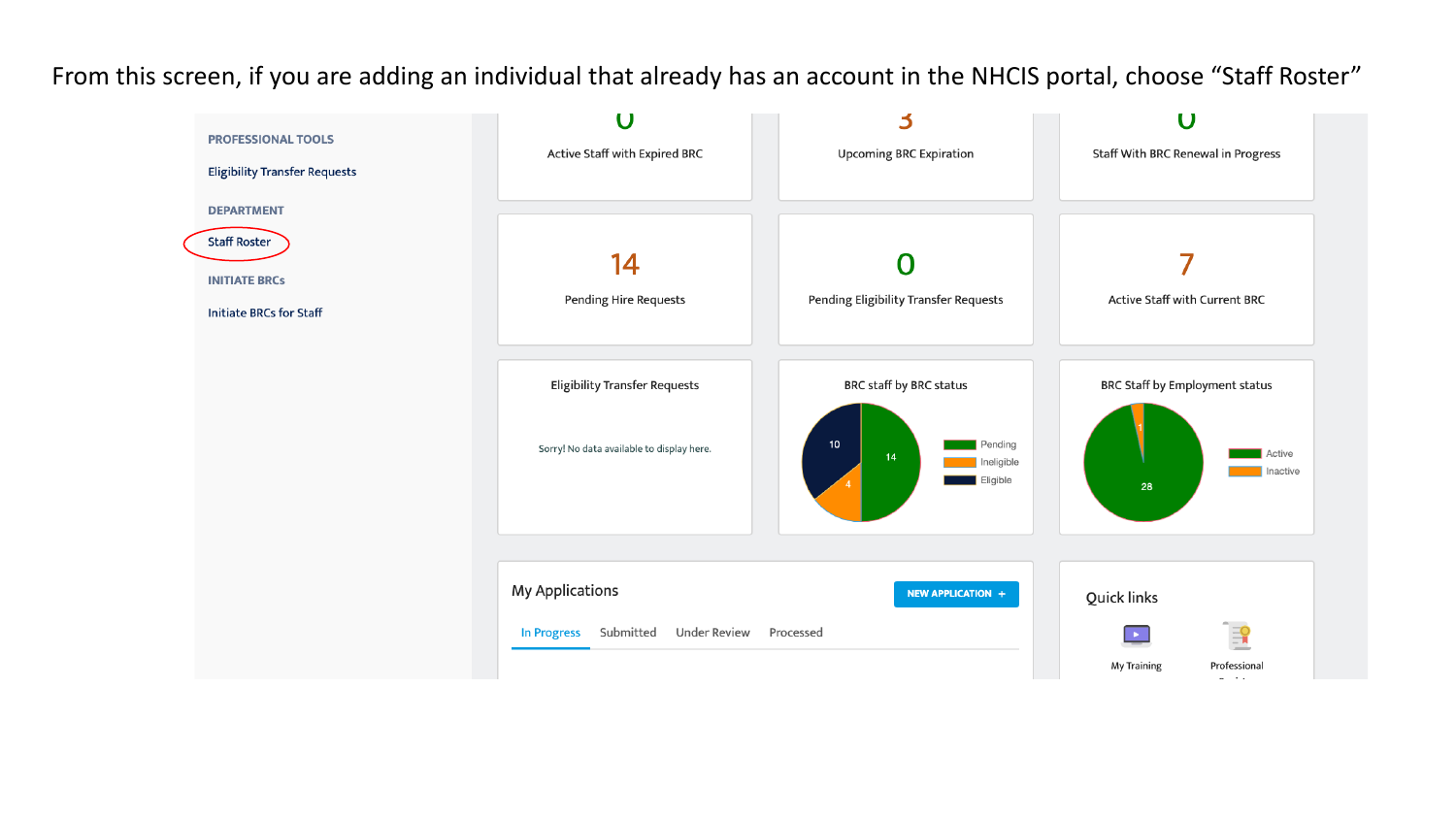From this screen, if you are adding an individual that already has an account in the NHCIS portal, choose "Staff Roster"

PROFESSIONAL TOOLS

Eligibility Transfer Requests

DEPARTMENT

Staff Roster

INITIATE BRCs

Initiate BRCs for Staff

0
Active Staff with Expired BRC

3
Upcoming BRC Expiration

0
Staff With BRC Renewal in Progress

14
Pending Hire Requests

0
Pending Eligibility Transfer Requests

7
Active Staff with Current BRC

Eligibility Transfer Requests

Sorry! No data available to display here.

BRC staff by BRC status

10 | 14 | 4

Pending | Ineligible | Eligible

BRC Staff by Employment status

1 | 28

Active | Inactive

My Applications

NEW APPLICATION +

In Progress | Submitted | Under Review | Processed

Quick links

My Training | Professional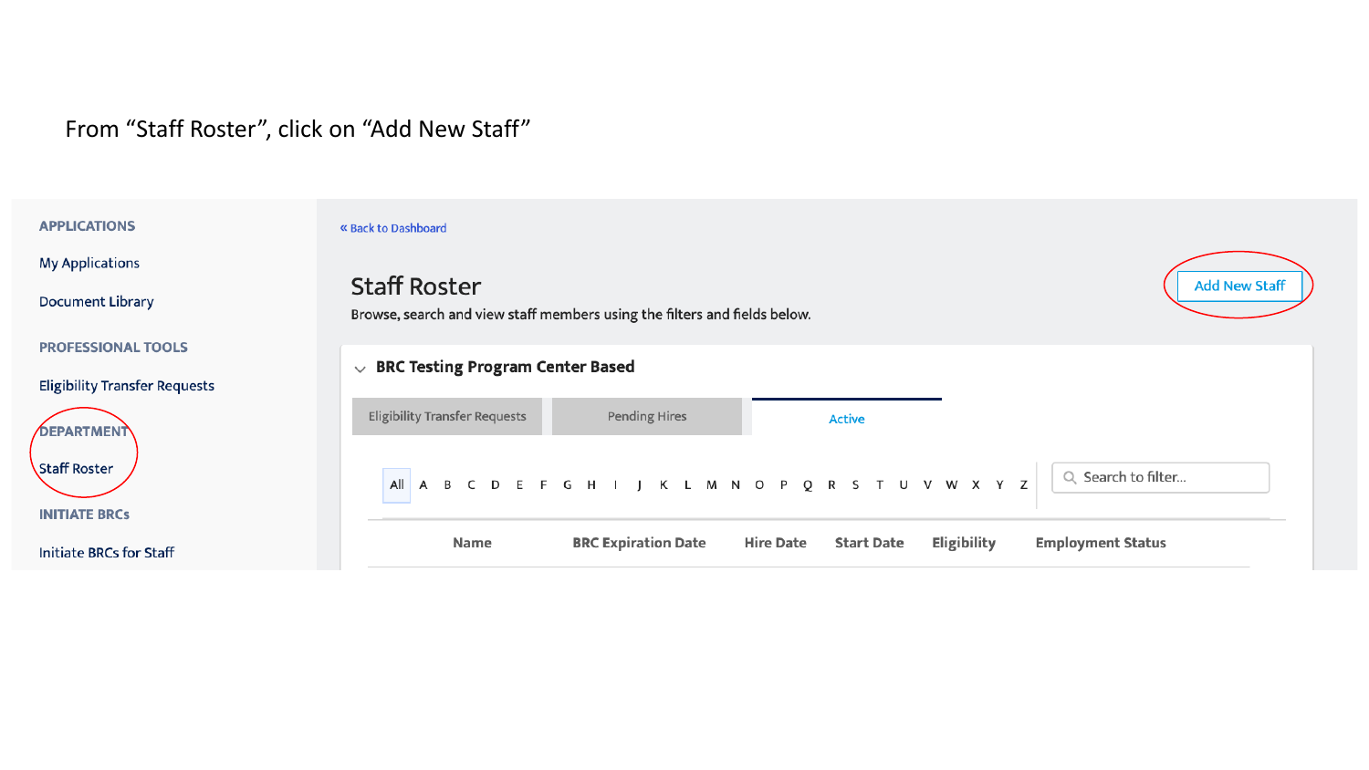From "Staff Roster", click on "Add New Staff"

APPLICATIONS

My Applications

Document Library

PROFESSIONAL TOOLS

Eligibility Transfer Requests

DEPARTMENT

Staff Roster

INITIATE BRCs

Initiate BRCs for Staff

« Back to Dashboard

## Staff Roster

Browse, search and view staff members using the filters and fields below.

Add New Staff

### BRC Testing Program Center Based

Eligibility Transfer Requests | Pending Hires | Active

All A B C D E F G H I J K L M N O P Q R S T U V W X Y Z

Search to filter...

| Name | BRC Expiration Date | Hire Date | Start Date | Eligibility | Employment Status |
|---|---|---|---|---|---|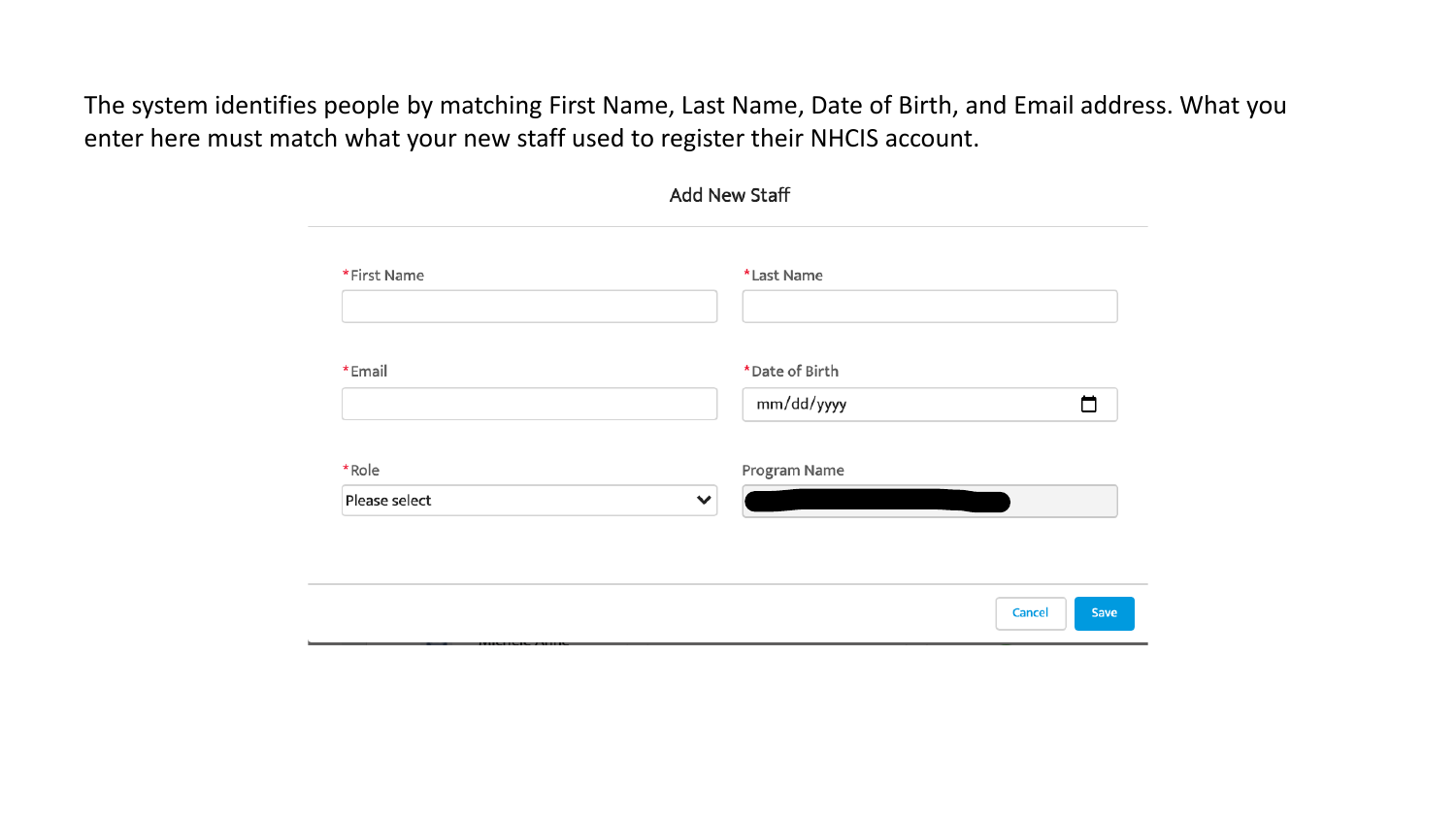The system identifies people by matching First Name, Last Name, Date of Birth, and Email address. What you enter here must match what your new staff used to register their NHCIS account.

Add New Staff

*First Name

*Last Name

*Email

*Date of Birth

mm/dd/yyyy

*Role

Please select

Program Name

Cancel

Save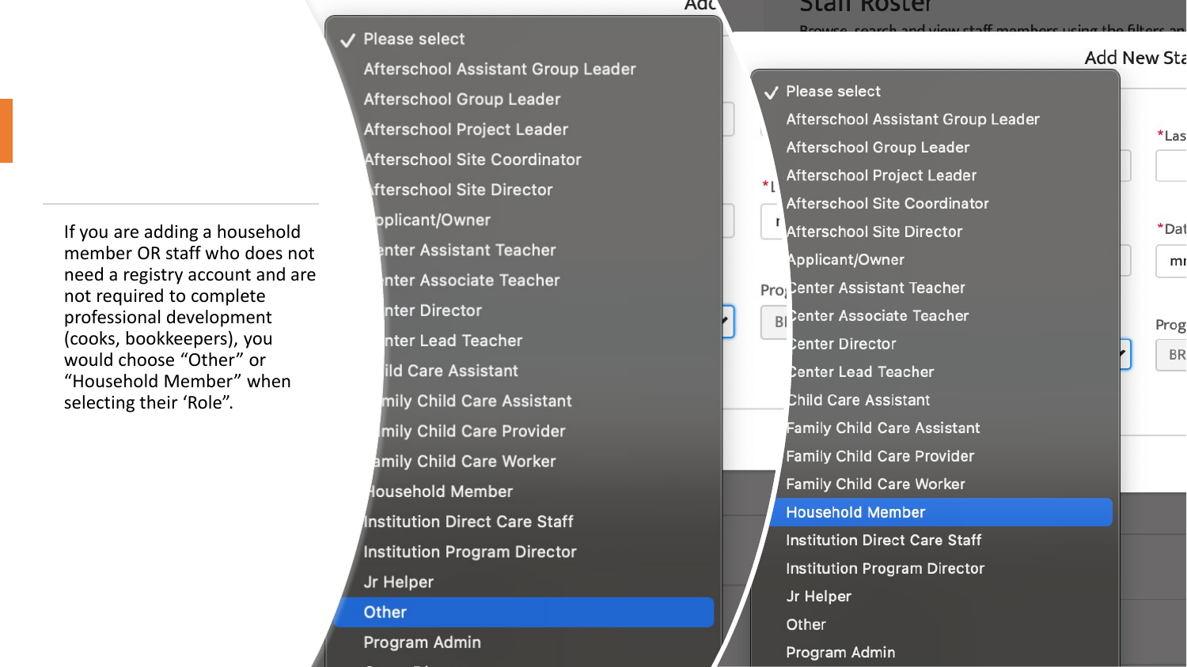If you are adding a household member OR staff who does not need a registry account and are not required to complete professional development (cooks, bookkeepers), you would choose “Other” or “Household Member” when selecting their ‘Role”.

- Please select
- Afterschool Assistant Group Leader
- Afterschool Group Leader
- Afterschool Project Leader
- Afterschool Site Coordinator
- Afterschool Site Director
- Applicant/Owner
- Center Assistant Teacher
- Center Associate Teacher
- Center Director
- Center Lead Teacher
- Child Care Assistant
- Family Child Care Assistant
- Family Child Care Provider
- Family Child Care Worker
- Household Member
- Institution Direct Care Staff
- Institution Program Director
- Jr Helper
- Other
- Program Admin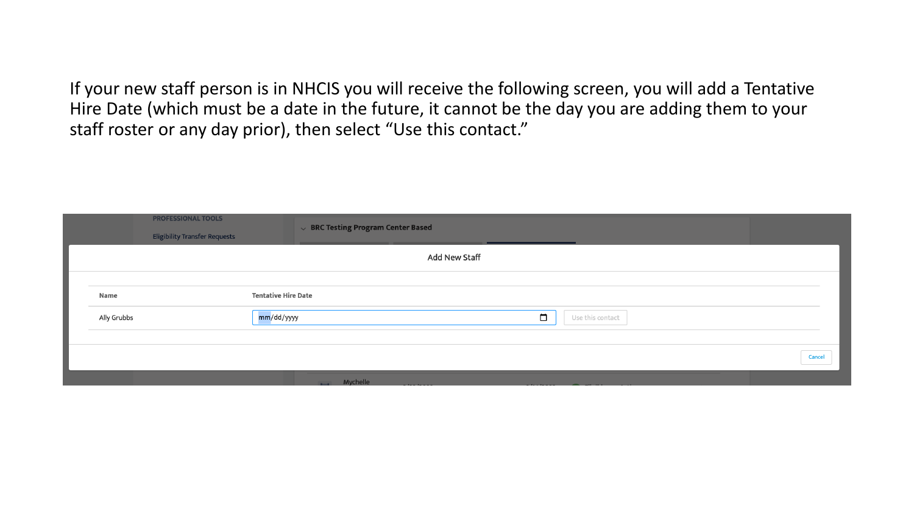If your new staff person is in NHCIS you will receive the following screen, you will add a Tentative Hire Date (which must be a date in the future, it cannot be the day you are adding them to your staff roster or any day prior), then select “Use this contact.”

PROFESSIONAL TOOLS

Eligibility Transfer Requests

BRC Testing Program Center Based

Add New Staff

| Name | Tentative Hire Date | |
| --- | --- | --- |
| Ally Grubbs | mm/dd/yyyy | Use this contact |

Cancel

Mychelle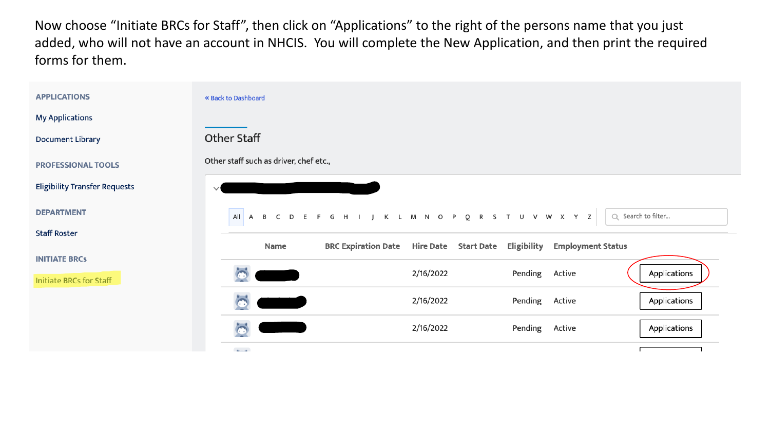Now choose "Initiate BRCs for Staff", then click on "Applications" to the right of the persons name that you just added, who will not have an account in NHCIS. You will complete the New Application, and then print the required forms for them.

**APPLICATIONS**

My Applications

Document Library

**PROFESSIONAL TOOLS**

Eligibility Transfer Requests

**DEPARTMENT**

Staff Roster

**INITIATE BRCs**

Initiate BRCs for Staff

« Back to Dashboard

## Other Staff

Other staff such as driver, chef etc.,

All A B C D E F G H I J K L M N O P Q R S T U V W X Y Z

Search to filter...

| Name | BRC Expiration Date | Hire Date | Start Date | Eligibility | Employment Status | |
|---|---|---|---|---|---|---|
| | | 2/16/2022 | | Pending | Active | Applications |
| | | 2/16/2022 | | Pending | Active | Applications |
| | | 2/16/2022 | | Pending | Active | Applications |